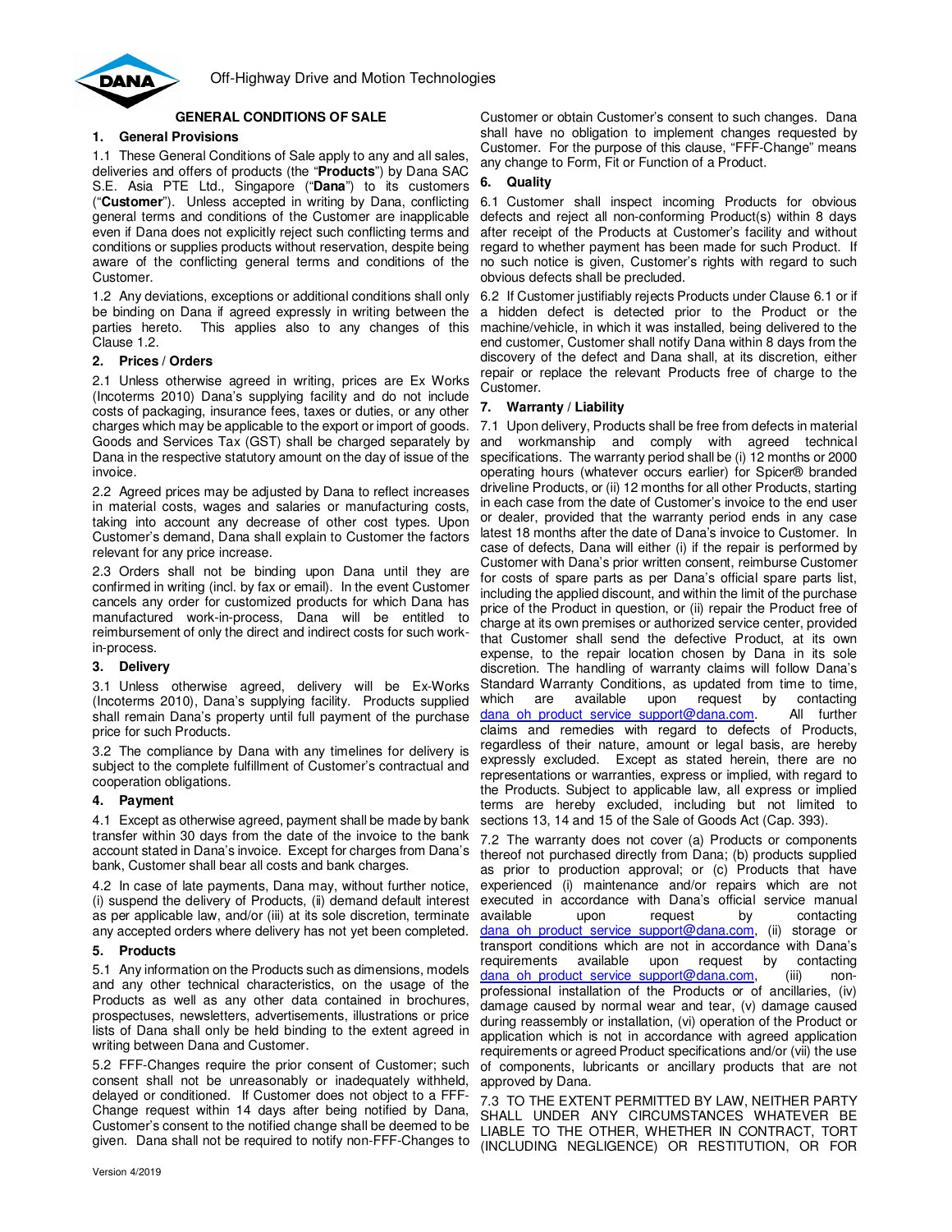Off-Highway Drive and Motion Technologies

# GENERAL CONDITIONS OF SALE

## 1. General Provisions

1.1 These General Conditions of Sale apply to any and all sales, deliveries and offers of products (the "**Products**") by Dana SAC S.E. Asia PTE Ltd., Singapore ("**Dana**") to its customers ("**Customer**"). Unless accepted in writing by Dana, conflicting general terms and conditions of the Customer are inapplicable even if Dana does not explicitly reject such conflicting terms and conditions or supplies products without reservation, despite being aware of the conflicting general terms and conditions of the Customer.

1.2 Any deviations, exceptions or additional conditions shall only be binding on Dana if agreed expressly in writing between the parties hereto. This applies also to any changes of this Clause 1.2.

## 2. Prices / Orders

2.1 Unless otherwise agreed in writing, prices are Ex Works (Incoterms 2010) Dana's supplying facility and do not include costs of packaging, insurance fees, taxes or duties, or any other charges which may be applicable to the export or import of goods. Goods and Services Tax (GST) shall be charged separately by Dana in the respective statutory amount on the day of issue of the invoice.

2.2 Agreed prices may be adjusted by Dana to reflect increases in material costs, wages and salaries or manufacturing costs, taking into account any decrease of other cost types. Upon Customer's demand, Dana shall explain to Customer the factors relevant for any price increase.

2.3 Orders shall not be binding upon Dana until they are confirmed in writing (incl. by fax or email). In the event Customer cancels any order for customized products for which Dana has manufactured work-in-process, Dana will be entitled to reimbursement of only the direct and indirect costs for such work-in-process.

## 3. Delivery

3.1 Unless otherwise agreed, delivery will be Ex-Works (Incoterms 2010), Dana's supplying facility. Products supplied shall remain Dana's property until full payment of the purchase price for such Products.

3.2 The compliance by Dana with any timelines for delivery is subject to the complete fulfillment of Customer's contractual and cooperation obligations.

## 4. Payment

4.1 Except as otherwise agreed, payment shall be made by bank transfer within 30 days from the date of the invoice to the bank account stated in Dana's invoice. Except for charges from Dana's bank, Customer shall bear all costs and bank charges.

4.2 In case of late payments, Dana may, without further notice, (i) suspend the delivery of Products, (ii) demand default interest as per applicable law, and/or (iii) at its sole discretion, terminate any accepted orders where delivery has not yet been completed.

## 5. Products

5.1 Any information on the Products such as dimensions, models and any other technical characteristics, on the usage of the Products as well as any other data contained in brochures, prospectuses, newsletters, advertisements, illustrations or price lists of Dana shall only be held binding to the extent agreed in writing between Dana and Customer.

5.2 FFF-Changes require the prior consent of Customer; such consent shall not be unreasonably or inadequately withheld, delayed or conditioned. If Customer does not object to a FFF-Change request within 14 days after being notified by Dana, Customer's consent to the notified change shall be deemed to be given. Dana shall not be required to notify non-FFF-Changes to Customer or obtain Customer's consent to such changes. Dana shall have no obligation to implement changes requested by Customer. For the purpose of this clause, "FFF-Change" means any change to Form, Fit or Function of a Product.

## 6. Quality

6.1 Customer shall inspect incoming Products for obvious defects and reject all non-conforming Product(s) within 8 days after receipt of the Products at Customer's facility and without regard to whether payment has been made for such Product. If no such notice is given, Customer's rights with regard to such obvious defects shall be precluded.

6.2 If Customer justifiably rejects Products under Clause 6.1 or if a hidden defect is detected prior to the Product or the machine/vehicle, in which it was installed, being delivered to the end customer, Customer shall notify Dana within 8 days from the discovery of the defect and Dana shall, at its discretion, either repair or replace the relevant Products free of charge to the Customer.

## 7. Warranty / Liability

7.1 Upon delivery, Products shall be free from defects in material and workmanship and comply with agreed technical specifications. The warranty period shall be (i) 12 months or 2000 operating hours (whatever occurs earlier) for Spicer® branded driveline Products, or (ii) 12 months for all other Products, starting in each case from the date of Customer's invoice to the end user or dealer, provided that the warranty period ends in any case latest 18 months after the date of Dana's invoice to Customer. In case of defects, Dana will either (i) if the repair is performed by Customer with Dana's prior written consent, reimburse Customer for costs of spare parts as per Dana's official spare parts list, including the applied discount, and within the limit of the purchase price of the Product in question, or (ii) repair the Product free of charge at its own premises or authorized service center, provided that Customer shall send the defective Product, at its own expense, to the repair location chosen by Dana in its sole discretion. The handling of warranty claims will follow Dana's Standard Warranty Conditions, as updated from time to time, which are available upon request by contacting dana_oh_product_service_support@dana.com. All further claims and remedies with regard to defects of Products, regardless of their nature, amount or legal basis, are hereby expressly excluded. Except as stated herein, there are no representations or warranties, express or implied, with regard to the Products. Subject to applicable law, all express or implied terms are hereby excluded, including but not limited to sections 13, 14 and 15 of the Sale of Goods Act (Cap. 393).

7.2 The warranty does not cover (a) Products or components thereof not purchased directly from Dana; (b) products supplied as prior to production approval; or (c) Products that have experienced (i) maintenance and/or repairs which are not executed in accordance with Dana's official service manual available upon request by contacting dana_oh_product_service_support@dana.com, (ii) storage or transport conditions which are not in accordance with Dana's requirements available upon request by contacting dana_oh_product_service_support@dana.com, (iii) non-professional installation of the Products or of ancillaries, (iv) damage caused by normal wear and tear, (v) damage caused during reassembly or installation, (vi) operation of the Product or application which is not in accordance with agreed application requirements or agreed Product specifications and/or (vii) the use of components, lubricants or ancillary products that are not approved by Dana.

7.3 TO THE EXTENT PERMITTED BY LAW, NEITHER PARTY SHALL UNDER ANY CIRCUMSTANCES WHATEVER BE LIABLE TO THE OTHER, WHETHER IN CONTRACT, TORT (INCLUDING NEGLIGENCE) OR RESTITUTION, OR FOR

Version 4/2019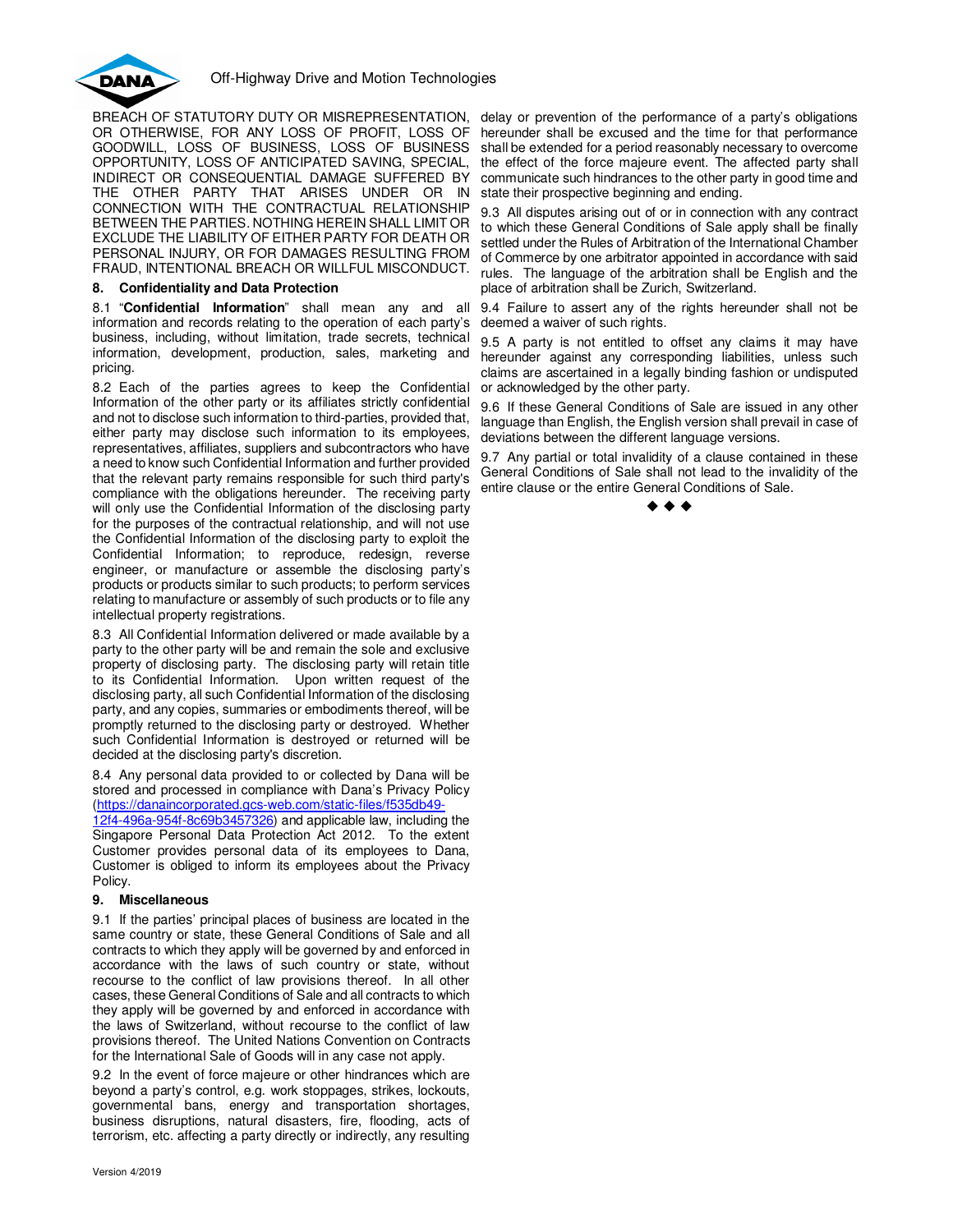BREACH OF STATUTORY DUTY OR MISREPRESENTATION, OR OTHERWISE, FOR ANY LOSS OF PROFIT, LOSS OF GOODWILL, LOSS OF BUSINESS, LOSS OF BUSINESS OPPORTUNITY, LOSS OF ANTICIPATED SAVING, SPECIAL, INDIRECT OR CONSEQUENTIAL DAMAGE SUFFERED BY THE OTHER PARTY THAT ARISES UNDER OR IN CONNECTION WITH THE CONTRACTUAL RELATIONSHIP BETWEEN THE PARTIES. NOTHING HEREIN SHALL LIMIT OR EXCLUDE THE LIABILITY OF EITHER PARTY FOR DEATH OR PERSONAL INJURY, OR FOR DAMAGES RESULTING FROM FRAUD, INTENTIONAL BREACH OR WILLFUL MISCONDUCT.

## 8. Confidentiality and Data Protection

8.1 "**Confidential Information**" shall mean any and all information and records relating to the operation of each party's business, including, without limitation, trade secrets, technical information, development, production, sales, marketing and pricing.

8.2 Each of the parties agrees to keep the Confidential Information of the other party or its affiliates strictly confidential and not to disclose such information to third-parties, provided that, either party may disclose such information to its employees, representatives, affiliates, suppliers and subcontractors who have a need to know such Confidential Information and further provided that the relevant party remains responsible for such third party's compliance with the obligations hereunder. The receiving party will only use the Confidential Information of the disclosing party for the purposes of the contractual relationship, and will not use the Confidential Information of the disclosing party to exploit the Confidential Information; to reproduce, redesign, reverse engineer, or manufacture or assemble the disclosing party's products or products similar to such products; to perform services relating to manufacture or assembly of such products or to file any intellectual property registrations.

8.3 All Confidential Information delivered or made available by a party to the other party will be and remain the sole and exclusive property of disclosing party. The disclosing party will retain title to its Confidential Information. Upon written request of the disclosing party, all such Confidential Information of the disclosing party, and any copies, summaries or embodiments thereof, will be promptly returned to the disclosing party or destroyed. Whether such Confidential Information is destroyed or returned will be decided at the disclosing party's discretion.

8.4 Any personal data provided to or collected by Dana will be stored and processed in compliance with Dana's Privacy Policy (https://danaincorporated.gcs-web.com/static-files/f535db49-12f4-496a-954f-8c69b3457326) and applicable law, including the Singapore Personal Data Protection Act 2012. To the extent Customer provides personal data of its employees to Dana, Customer is obliged to inform its employees about the Privacy Policy.

## 9. Miscellaneous

9.1 If the parties' principal places of business are located in the same country or state, these General Conditions of Sale and all contracts to which they apply will be governed by and enforced in accordance with the laws of such country or state, without recourse to the conflict of law provisions thereof. In all other cases, these General Conditions of Sale and all contracts to which they apply will be governed by and enforced in accordance with the laws of Switzerland, without recourse to the conflict of law provisions thereof. The United Nations Convention on Contracts for the International Sale of Goods will in any case not apply.

9.2 In the event of force majeure or other hindrances which are beyond a party's control, e.g. work stoppages, strikes, lockouts, governmental bans, energy and transportation shortages, business disruptions, natural disasters, fire, flooding, acts of terrorism, etc. affecting a party directly or indirectly, any resulting delay or prevention of the performance of a party's obligations hereunder shall be excused and the time for that performance shall be extended for a period reasonably necessary to overcome the effect of the force majeure event. The affected party shall communicate such hindrances to the other party in good time and state their prospective beginning and ending.

9.3 All disputes arising out of or in connection with any contract to which these General Conditions of Sale apply shall be finally settled under the Rules of Arbitration of the International Chamber of Commerce by one arbitrator appointed in accordance with said rules. The language of the arbitration shall be English and the place of arbitration shall be Zurich, Switzerland.

9.4 Failure to assert any of the rights hereunder shall not be deemed a waiver of such rights.

9.5 A party is not entitled to offset any claims it may have hereunder against any corresponding liabilities, unless such claims are ascertained in a legally binding fashion or undisputed or acknowledged by the other party.

9.6 If these General Conditions of Sale are issued in any other language than English, the English version shall prevail in case of deviations between the different language versions.

9.7 Any partial or total invalidity of a clause contained in these General Conditions of Sale shall not lead to the invalidity of the entire clause or the entire General Conditions of Sale.

◆ ◆ ◆